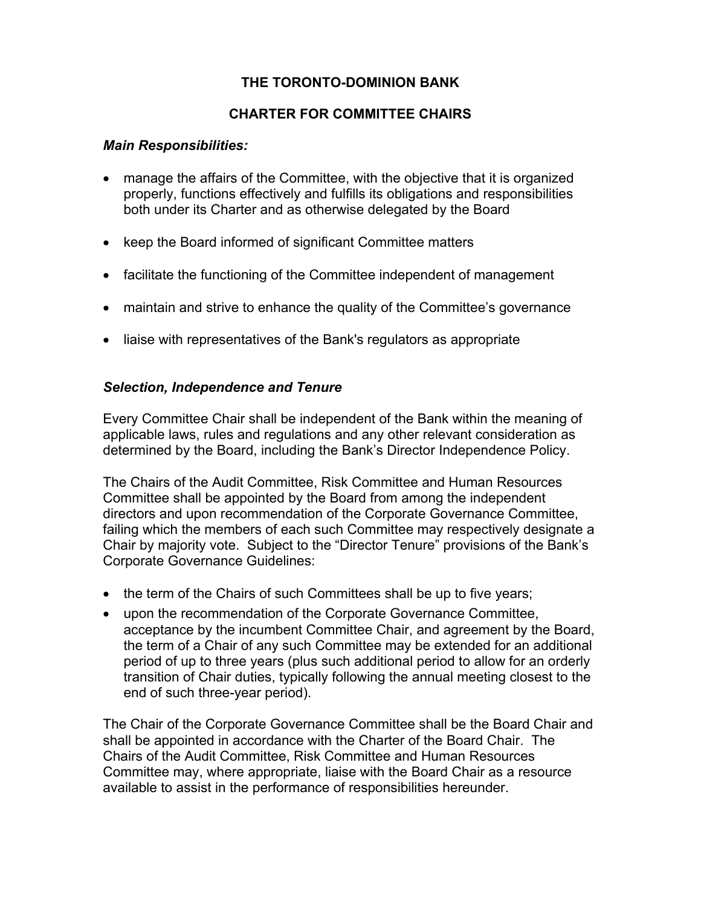# THE TORONTO-DOMINION BANK

## CHARTER FOR COMMITTEE CHAIRS

### *Main Responsibilities:*

- manage the affairs of the Committee, with the objective that it is organized properly, functions effectively and fulfills its obligations and responsibilities both under its Charter and as otherwise delegated by the Board
- keep the Board informed of significant Committee matters
- facilitate the functioning of the Committee independent of management
- maintain and strive to enhance the quality of the Committee's governance
- liaise with representatives of the Bank's regulators as appropriate

### *Selection, Independence and Tenure*

Every Committee Chair shall be independent of the Bank within the meaning of applicable laws, rules and regulations and any other relevant consideration as determined by the Board, including the Bank's Director Independence Policy.

The Chairs of the Audit Committee, Risk Committee and Human Resources Committee shall be appointed by the Board from among the independent directors and upon recommendation of the Corporate Governance Committee, failing which the members of each such Committee may respectively designate a Chair by majority vote. Subject to the "Director Tenure" provisions of the Bank's Corporate Governance Guidelines:

- the term of the Chairs of such Committees shall be up to five years;
- upon the recommendation of the Corporate Governance Committee, acceptance by the incumbent Committee Chair, and agreement by the Board, the term of a Chair of any such Committee may be extended for an additional period of up to three years (plus such additional period to allow for an orderly transition of Chair duties, typically following the annual meeting closest to the end of such three-year period).

The Chair of the Corporate Governance Committee shall be the Board Chair and shall be appointed in accordance with the Charter of the Board Chair. The Chairs of the Audit Committee, Risk Committee and Human Resources Committee may, where appropriate, liaise with the Board Chair as a resource available to assist in the performance of responsibilities hereunder.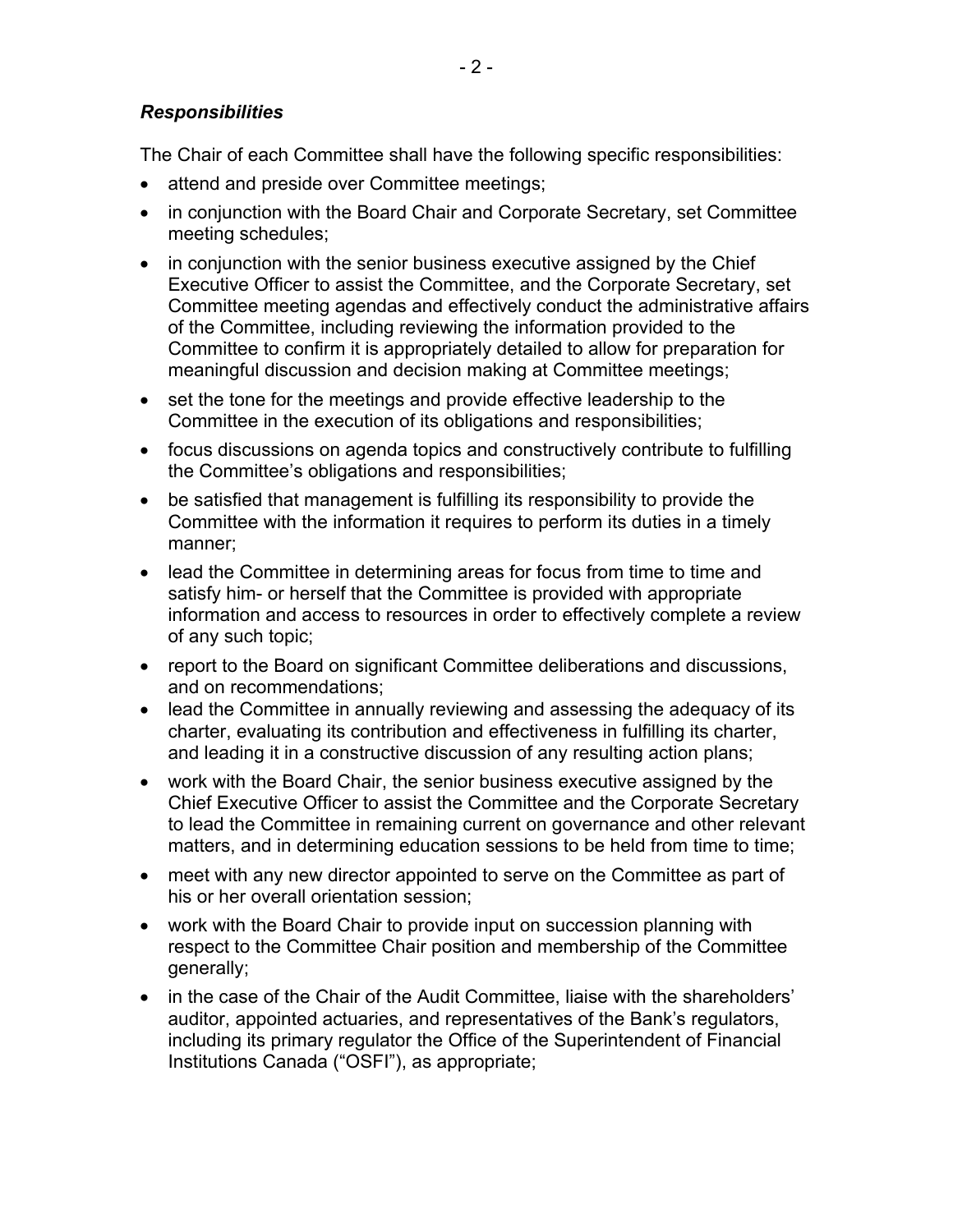### *Responsibilities*

The Chair of each Committee shall have the following specific responsibilities:

- attend and preside over Committee meetings;
- in conjunction with the Board Chair and Corporate Secretary, set Committee meeting schedules;
- in conjunction with the senior business executive assigned by the Chief Executive Officer to assist the Committee, and the Corporate Secretary, set Committee meeting agendas and effectively conduct the administrative affairs of the Committee, including reviewing the information provided to the Committee to confirm it is appropriately detailed to allow for preparation for meaningful discussion and decision making at Committee meetings;
- set the tone for the meetings and provide effective leadership to the Committee in the execution of its obligations and responsibilities;
- focus discussions on agenda topics and constructively contribute to fulfilling the Committee's obligations and responsibilities;
- be satisfied that management is fulfilling its responsibility to provide the Committee with the information it requires to perform its duties in a timely manner;
- lead the Committee in determining areas for focus from time to time and satisfy him- or herself that the Committee is provided with appropriate information and access to resources in order to effectively complete a review of any such topic;
- report to the Board on significant Committee deliberations and discussions, and on recommendations;
- lead the Committee in annually reviewing and assessing the adequacy of its charter, evaluating its contribution and effectiveness in fulfilling its charter, and leading it in a constructive discussion of any resulting action plans;
- work with the Board Chair, the senior business executive assigned by the Chief Executive Officer to assist the Committee and the Corporate Secretary to lead the Committee in remaining current on governance and other relevant matters, and in determining education sessions to be held from time to time;
- meet with any new director appointed to serve on the Committee as part of his or her overall orientation session;
- work with the Board Chair to provide input on succession planning with respect to the Committee Chair position and membership of the Committee generally;
- in the case of the Chair of the Audit Committee, liaise with the shareholders' auditor, appointed actuaries, and representatives of the Bank's regulators, including its primary regulator the Office of the Superintendent of Financial Institutions Canada ("OSFI"), as appropriate;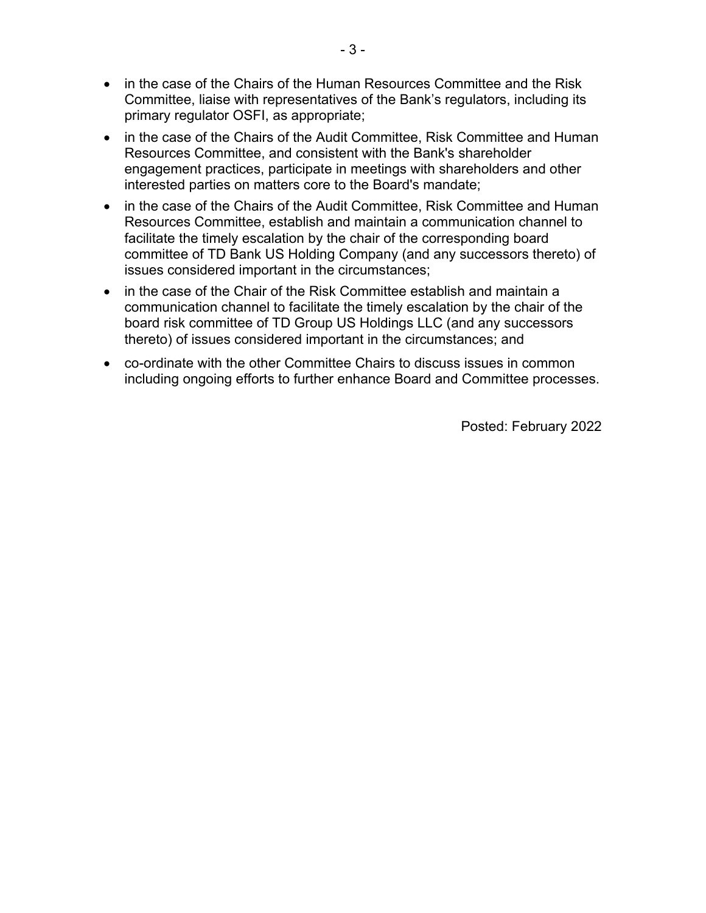- in the case of the Chairs of the Human Resources Committee and the Risk Committee, liaise with representatives of the Bank's regulators, including its primary regulator OSFI, as appropriate;
- in the case of the Chairs of the Audit Committee, Risk Committee and Human Resources Committee, and consistent with the Bank's shareholder engagement practices, participate in meetings with shareholders and other interested parties on matters core to the Board's mandate;
- in the case of the Chairs of the Audit Committee, Risk Committee and Human Resources Committee, establish and maintain a communication channel to facilitate the timely escalation by the chair of the corresponding board committee of TD Bank US Holding Company (and any successors thereto) of issues considered important in the circumstances;
- in the case of the Chair of the Risk Committee establish and maintain a communication channel to facilitate the timely escalation by the chair of the board risk committee of TD Group US Holdings LLC (and any successors thereto) of issues considered important in the circumstances; and
- co-ordinate with the other Committee Chairs to discuss issues in common including ongoing efforts to further enhance Board and Committee processes.

Posted: February 2022